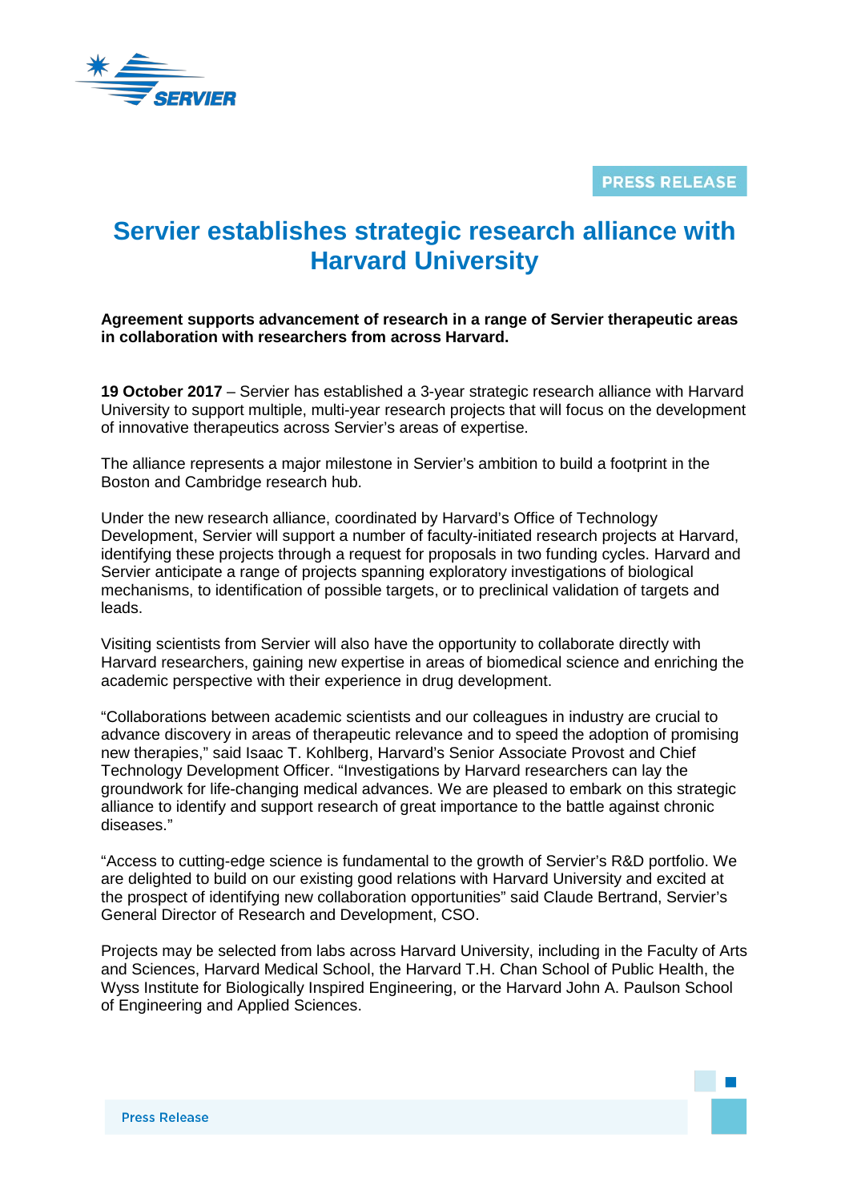PRESS RELEASE

# Servier establishes strategic research alliance with Harvard University

**Agreement supports advancement of research in a range of Servier therapeutic areas in collaboration with researchers from across Harvard.**

**19 October 2017** – Servier has established a 3-year strategic research alliance with Harvard University to support multiple, multi-year research projects that will focus on the development of innovative therapeutics across Servier's areas of expertise.

The alliance represents a major milestone in Servier's ambition to build a footprint in the Boston and Cambridge research hub.

Under the new research alliance, coordinated by Harvard's Office of Technology Development, Servier will support a number of faculty-initiated research projects at Harvard, identifying these projects through a request for proposals in two funding cycles. Harvard and Servier anticipate a range of projects spanning exploratory investigations of biological mechanisms, to identification of possible targets, or to preclinical validation of targets and leads.

Visiting scientists from Servier will also have the opportunity to collaborate directly with Harvard researchers, gaining new expertise in areas of biomedical science and enriching the academic perspective with their experience in drug development.

"Collaborations between academic scientists and our colleagues in industry are crucial to advance discovery in areas of therapeutic relevance and to speed the adoption of promising new therapies," said Isaac T. Kohlberg, Harvard's Senior Associate Provost and Chief Technology Development Officer. "Investigations by Harvard researchers can lay the groundwork for life-changing medical advances. We are pleased to embark on this strategic alliance to identify and support research of great importance to the battle against chronic diseases."

"Access to cutting-edge science is fundamental to the growth of Servier's R&D portfolio. We are delighted to build on our existing good relations with Harvard University and excited at the prospect of identifying new collaboration opportunities" said Claude Bertrand, Servier's General Director of Research and Development, CSO.

Projects may be selected from labs across Harvard University, including in the Faculty of Arts and Sciences, Harvard Medical School, the Harvard T.H. Chan School of Public Health, the Wyss Institute for Biologically Inspired Engineering, or the Harvard John A. Paulson School of Engineering and Applied Sciences.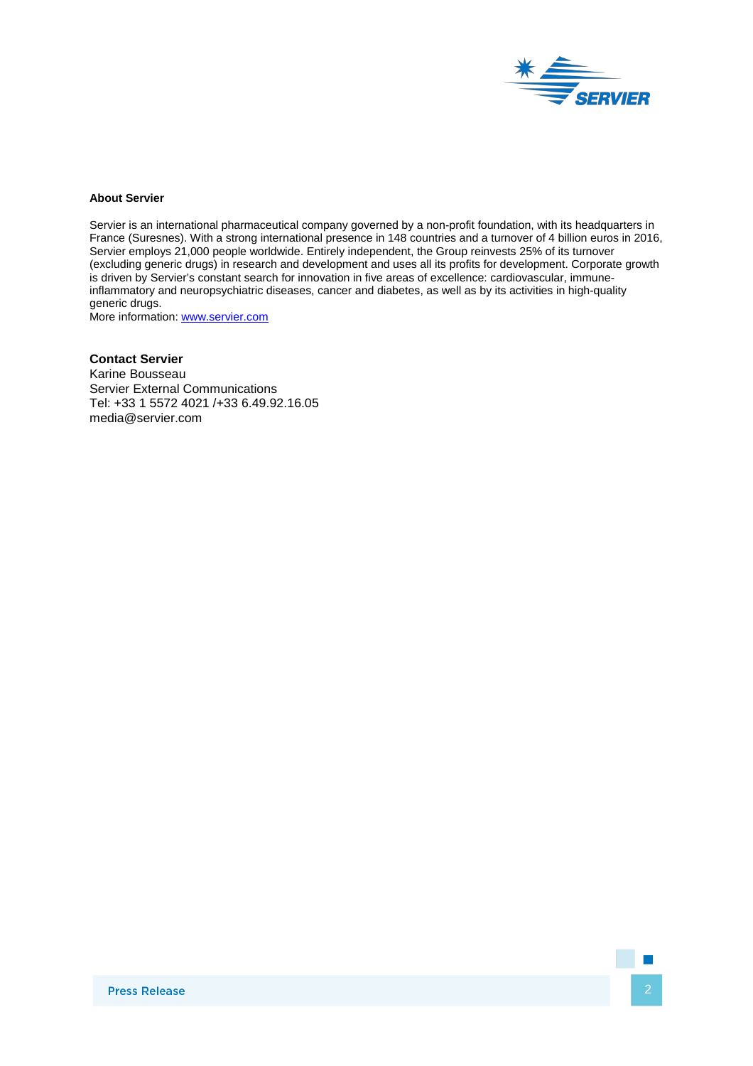**About Servier**

Servier is an international pharmaceutical company governed by a non-profit foundation, with its headquarters in France (Suresnes). With a strong international presence in 148 countries and a turnover of 4 billion euros in 2016, Servier employs 21,000 people worldwide. Entirely independent, the Group reinvests 25% of its turnover (excluding generic drugs) in research and development and uses all its profits for development. Corporate growth is driven by Servier's constant search for innovation in five areas of excellence: cardiovascular, immune-inflammatory and neuropsychiatric diseases, cancer and diabetes, as well as by its activities in high-quality generic drugs.
More information: [www.servier.com](http://www.servier.com)

**Contact Servier**
Karine Bousseau
Servier External Communications
Tel: +33 1 5572 4021 /+33 6.49.92.16.05
media@servier.com